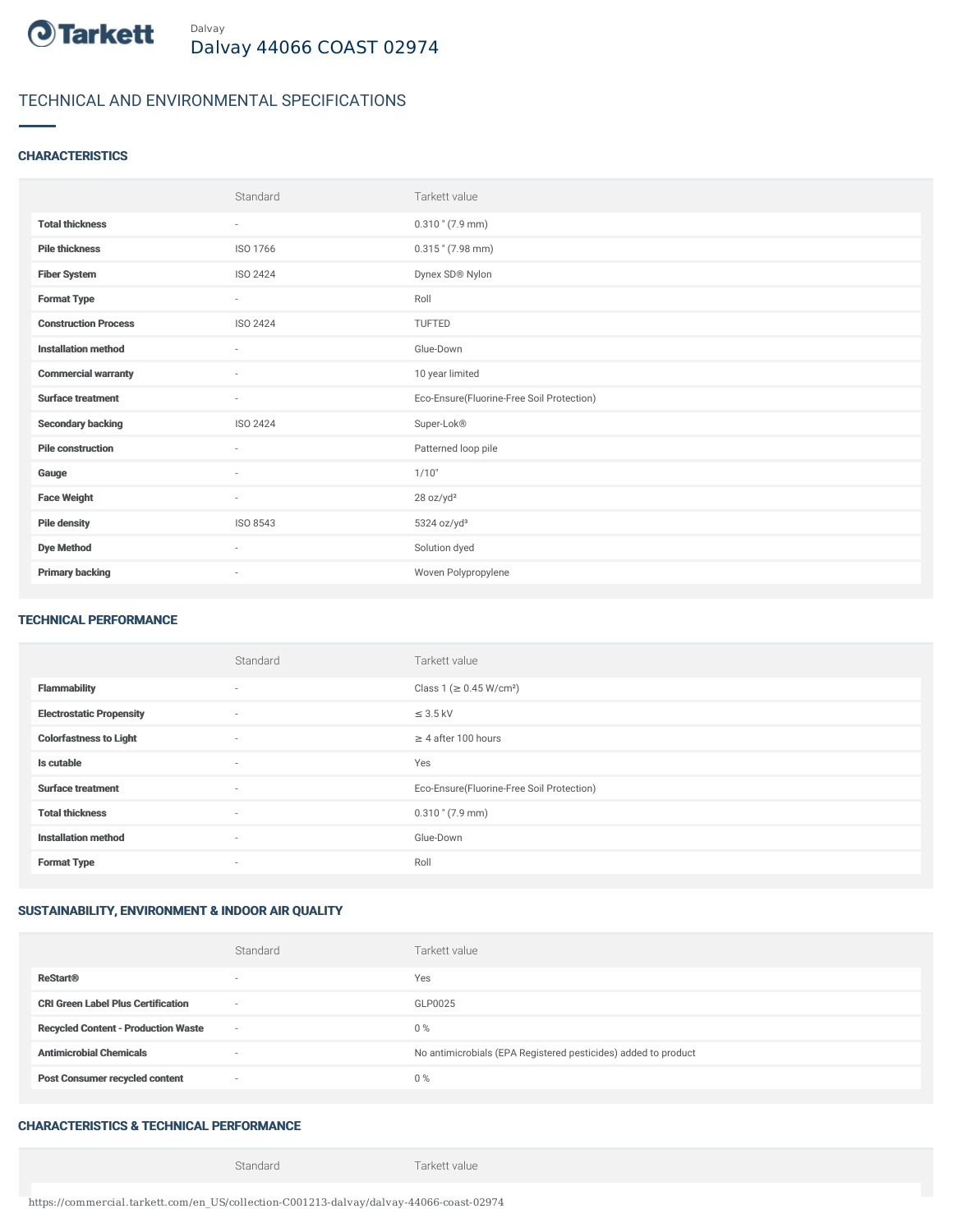Dalvay

# Dalvay 44066 COAST 02974

## TECHNICAL AND ENVIRONMENTAL SPECIFICATIONS

### CHARACTERISTICS

| | Standard | Tarkett value |
|---|---|---|
| **Total thickness** | - | 0.310 " (7.9 mm) |
| **Pile thickness** | ISO 1766 | 0.315 " (7.98 mm) |
| **Fiber System** | ISO 2424 | Dynex SD® Nylon |
| **Format Type** | - | Roll |
| **Construction Process** | ISO 2424 | TUFTED |
| **Installation method** | - | Glue-Down |
| **Commercial warranty** | - | 10 year limited |
| **Surface treatment** | - | Eco-Ensure(Fluorine-Free Soil Protection) |
| **Secondary backing** | ISO 2424 | Super-Lok® |
| **Pile construction** | - | Patterned loop pile |
| **Gauge** | - | 1/10" |
| **Face Weight** | - | 28 oz/yd² |
| **Pile density** | ISO 8543 | 5324 oz/yd³ |
| **Dye Method** | - | Solution dyed |
| **Primary backing** | - | Woven Polypropylene |

### TECHNICAL PERFORMANCE

| | Standard | Tarkett value |
|---|---|---|
| **Flammability** | - | Class 1 (≥ 0.45 W/cm²) |
| **Electrostatic Propensity** | - | ≤ 3.5 kV |
| **Colorfastness to Light** | - | ≥ 4 after 100 hours |
| **Is cutable** | - | Yes |
| **Surface treatment** | - | Eco-Ensure(Fluorine-Free Soil Protection) |
| **Total thickness** | - | 0.310 " (7.9 mm) |
| **Installation method** | - | Glue-Down |
| **Format Type** | - | Roll |

### SUSTAINABILITY, ENVIRONMENT & INDOOR AIR QUALITY

| | Standard | Tarkett value |
|---|---|---|
| **ReStart®** | - | Yes |
| **CRI Green Label Plus Certification** | - | GLP0025 |
| **Recycled Content - Production Waste** | - | 0 % |
| **Antimicrobial Chemicals** | - | No antimicrobials (EPA Registered pesticides) added to product |
| **Post Consumer recycled content** | - | 0 % |

### CHARACTERISTICS & TECHNICAL PERFORMANCE

| | Standard | Tarkett value |
|---|---|---|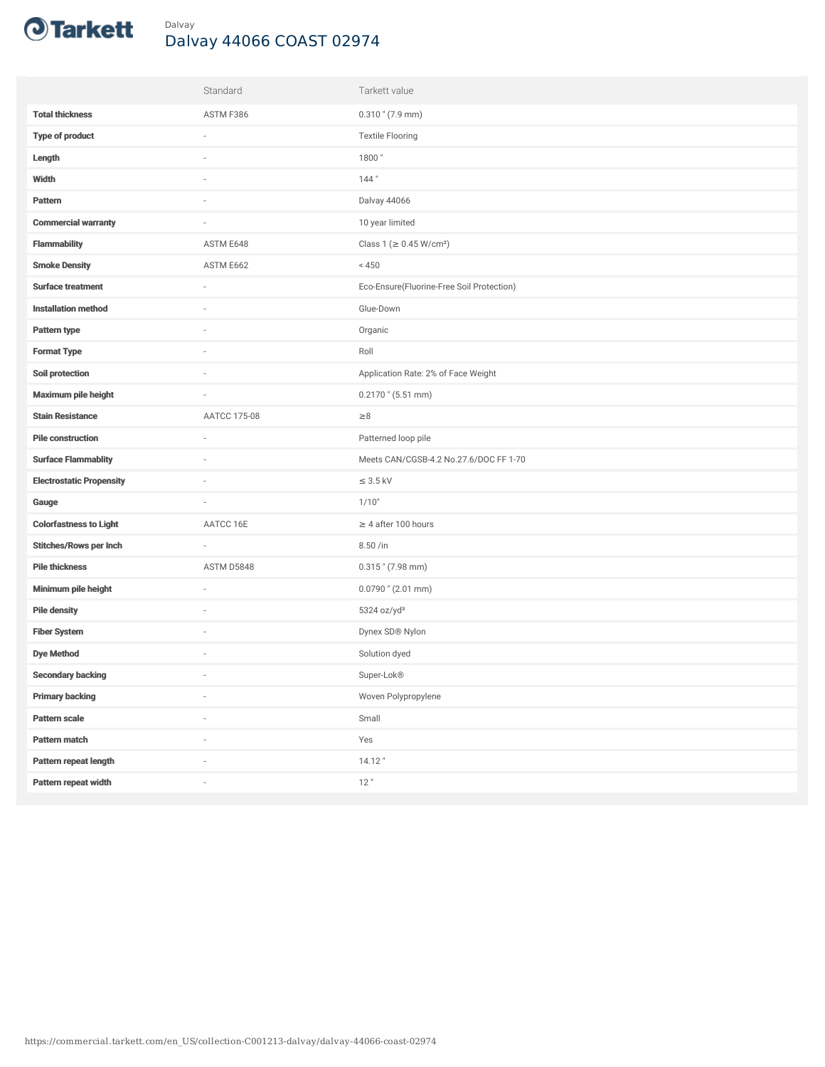Dalvay

# Dalvay 44066 COAST 02974

| | Standard | Tarkett value |
|---|---|---|
| **Total thickness** | ASTM F386 | 0.310 " (7.9 mm) |
| **Type of product** | - | Textile Flooring |
| **Length** | - | 1800 " |
| **Width** | - | 144 " |
| **Pattern** | - | Dalvay 44066 |
| **Commercial warranty** | - | 10 year limited |
| **Flammability** | ASTM E648 | Class 1 (≥ 0.45 W/cm²) |
| **Smoke Density** | ASTM E662 | < 450 |
| **Surface treatment** | - | Eco-Ensure(Fluorine-Free Soil Protection) |
| **Installation method** | - | Glue-Down |
| **Pattern type** | - | Organic |
| **Format Type** | - | Roll |
| **Soil protection** | - | Application Rate: 2% of Face Weight |
| **Maximum pile height** | - | 0.2170 " (5.51 mm) |
| **Stain Resistance** | AATCC 175-08 | ≥8 |
| **Pile construction** | - | Patterned loop pile |
| **Surface Flammablity** | - | Meets CAN/CGSB-4.2 No.27.6/DOC FF 1-70 |
| **Electrostatic Propensity** | - | ≤ 3.5 kV |
| **Gauge** | - | 1/10" |
| **Colorfastness to Light** | AATCC 16E | ≥ 4 after 100 hours |
| **Stitches/Rows per Inch** | - | 8.50 /in |
| **Pile thickness** | ASTM D5848 | 0.315 " (7.98 mm) |
| **Minimum pile height** | - | 0.0790 " (2.01 mm) |
| **Pile density** | - | 5324 oz/yd³ |
| **Fiber System** | - | Dynex SD® Nylon |
| **Dye Method** | - | Solution dyed |
| **Secondary backing** | - | Super-Lok® |
| **Primary backing** | - | Woven Polypropylene |
| **Pattern scale** | - | Small |
| **Pattern match** | - | Yes |
| **Pattern repeat length** | - | 14.12 " |
| **Pattern repeat width** | - | 12 " |